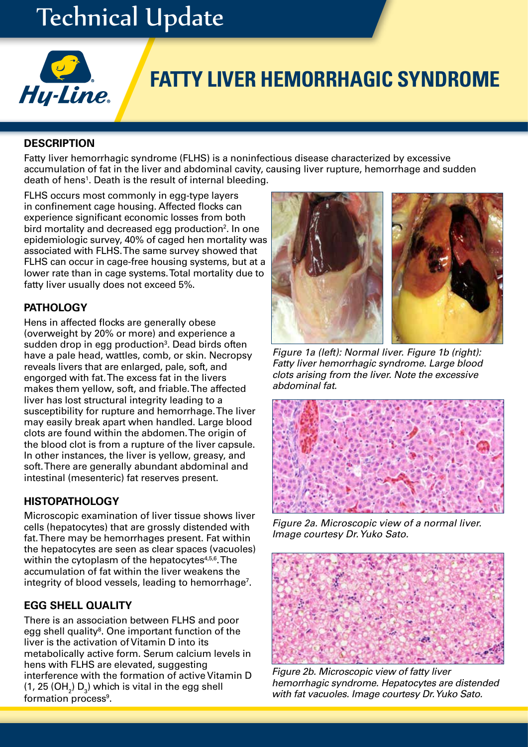# Technical Update

Hy-Line

## FATTY LIVER HEMORRHAGIC SYNDROME

### DESCRIPTION

Fatty liver hemorrhagic syndrome (FLHS) is a noninfectious disease characterized by excessive accumulation of fat in the liver and abdominal cavity, causing liver rupture, hemorrhage and sudden death of hens[1]. Death is the result of internal bleeding.

FLHS occurs most commonly in egg-type layers in confinement cage housing. Affected flocks can experience significant economic losses from both bird mortality and decreased egg production[2]. In one epidemiologic survey, 40% of caged hen mortality was associated with FLHS. The same survey showed that FLHS can occur in cage-free housing systems, but at a lower rate than in cage systems. Total mortality due to fatty liver usually does not exceed 5%.

### PATHOLOGY

Hens in affected flocks are generally obese (overweight by 20% or more) and experience a sudden drop in egg production[3]. Dead birds often have a pale head, wattles, comb, or skin. Necropsy reveals livers that are enlarged, pale, soft, and engorged with fat. The excess fat in the livers makes them yellow, soft, and friable. The affected liver has lost structural integrity leading to a susceptibility for rupture and hemorrhage. The liver may easily break apart when handled. Large blood clots are found within the abdomen. The origin of the blood clot is from a rupture of the liver capsule. In other instances, the liver is yellow, greasy, and soft. There are generally abundant abdominal and intestinal (mesenteric) fat reserves present.

### HISTOPATHOLOGY

Microscopic examination of liver tissue shows liver cells (hepatocytes) that are grossly distended with fat. There may be hemorrhages present. Fat within the hepatocytes are seen as clear spaces (vacuoles) within the cytoplasm of the hepatocytes[4,5,6]. The accumulation of fat within the liver weakens the integrity of blood vessels, leading to hemorrhage[7].

### EGG SHELL QUALITY

There is an association between FLHS and poor egg shell quality[8]. One important function of the liver is the activation of Vitamin D into its metabolically active form. Serum calcium levels in hens with FLHS are elevated, suggesting interference with the formation of active Vitamin D (1, 25 $(OH_2)$ $D_3$) which is vital in the egg shell formation process[9].

*Figure 1a (left): Normal liver. Figure 1b (right): Fatty liver hemorrhagic syndrome. Large blood clots arising from the liver. Note the excessive abdominal fat.*

*Figure 2a. Microscopic view of a normal liver. Image courtesy Dr. Yuko Sato.*

*Figure 2b. Microscopic view of fatty liver hemorrhagic syndrome. Hepatocytes are distended with fat vacuoles. Image courtesy Dr. Yuko Sato.*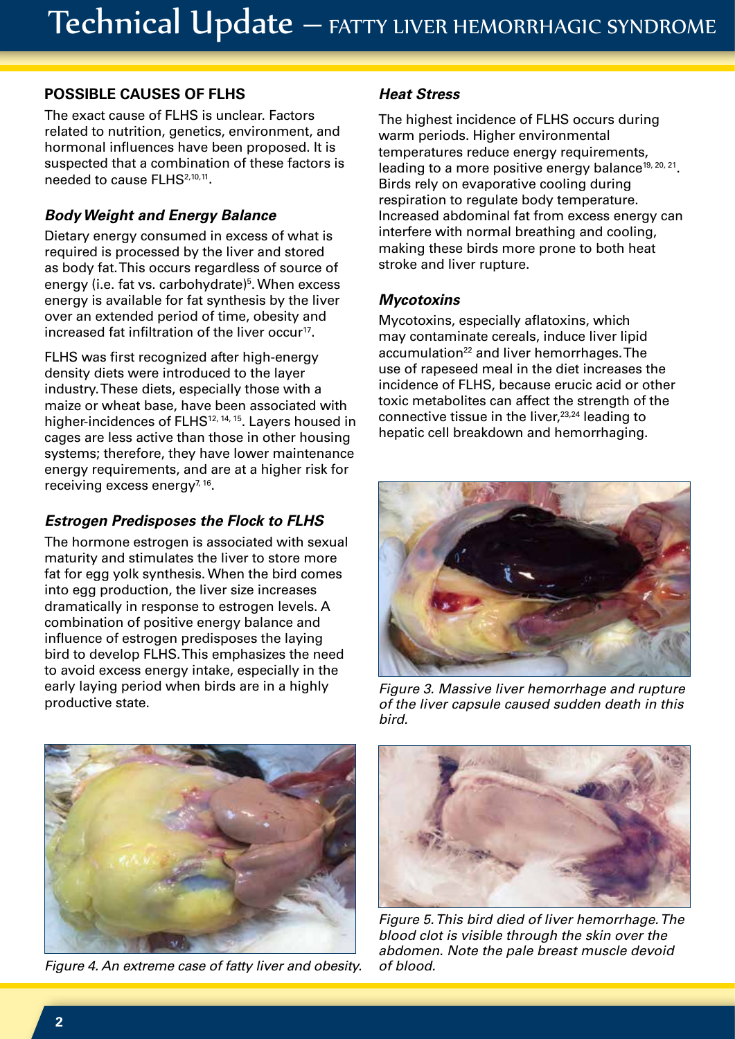## POSSIBLE CAUSES OF FLHS

The exact cause of FLHS is unclear. Factors related to nutrition, genetics, environment, and hormonal influences have been proposed. It is suspected that a combination of these factors is needed to cause FLHS[2,10,11].

### *Body Weight and Energy Balance*

Dietary energy consumed in excess of what is required is processed by the liver and stored as body fat. This occurs regardless of source of energy (i.e. fat vs. carbohydrate)[5]. When excess energy is available for fat synthesis by the liver over an extended period of time, obesity and increased fat infiltration of the liver occur[17].

FLHS was first recognized after high-energy density diets were introduced to the layer industry. These diets, especially those with a maize or wheat base, have been associated with higher-incidences of FLHS[12, 14, 15]. Layers housed in cages are less active than those in other housing systems; therefore, they have lower maintenance energy requirements, and are at a higher risk for receiving excess energy[7, 16].

### *Estrogen Predisposes the Flock to FLHS*

The hormone estrogen is associated with sexual maturity and stimulates the liver to store more fat for egg yolk synthesis. When the bird comes into egg production, the liver size increases dramatically in response to estrogen levels. A combination of positive energy balance and influence of estrogen predisposes the laying bird to develop FLHS. This emphasizes the need to avoid excess energy intake, especially in the early laying period when birds are in a highly productive state.

*Figure 4. An extreme case of fatty liver and obesity.*

### *Heat Stress*

The highest incidence of FLHS occurs during warm periods. Higher environmental temperatures reduce energy requirements, leading to a more positive energy balance[19, 20, 21]. Birds rely on evaporative cooling during respiration to regulate body temperature. Increased abdominal fat from excess energy can interfere with normal breathing and cooling, making these birds more prone to both heat stroke and liver rupture.

### *Mycotoxins*

Mycotoxins, especially aflatoxins, which may contaminate cereals, induce liver lipid accumulation[22] and liver hemorrhages. The use of rapeseed meal in the diet increases the incidence of FLHS, because erucic acid or other toxic metabolites can affect the strength of the connective tissue in the liver,[23,24] leading to hepatic cell breakdown and hemorrhaging.

*Figure 3. Massive liver hemorrhage and rupture of the liver capsule caused sudden death in this bird.*

*Figure 5. This bird died of liver hemorrhage. The blood clot is visible through the skin over the abdomen. Note the pale breast muscle devoid of blood.*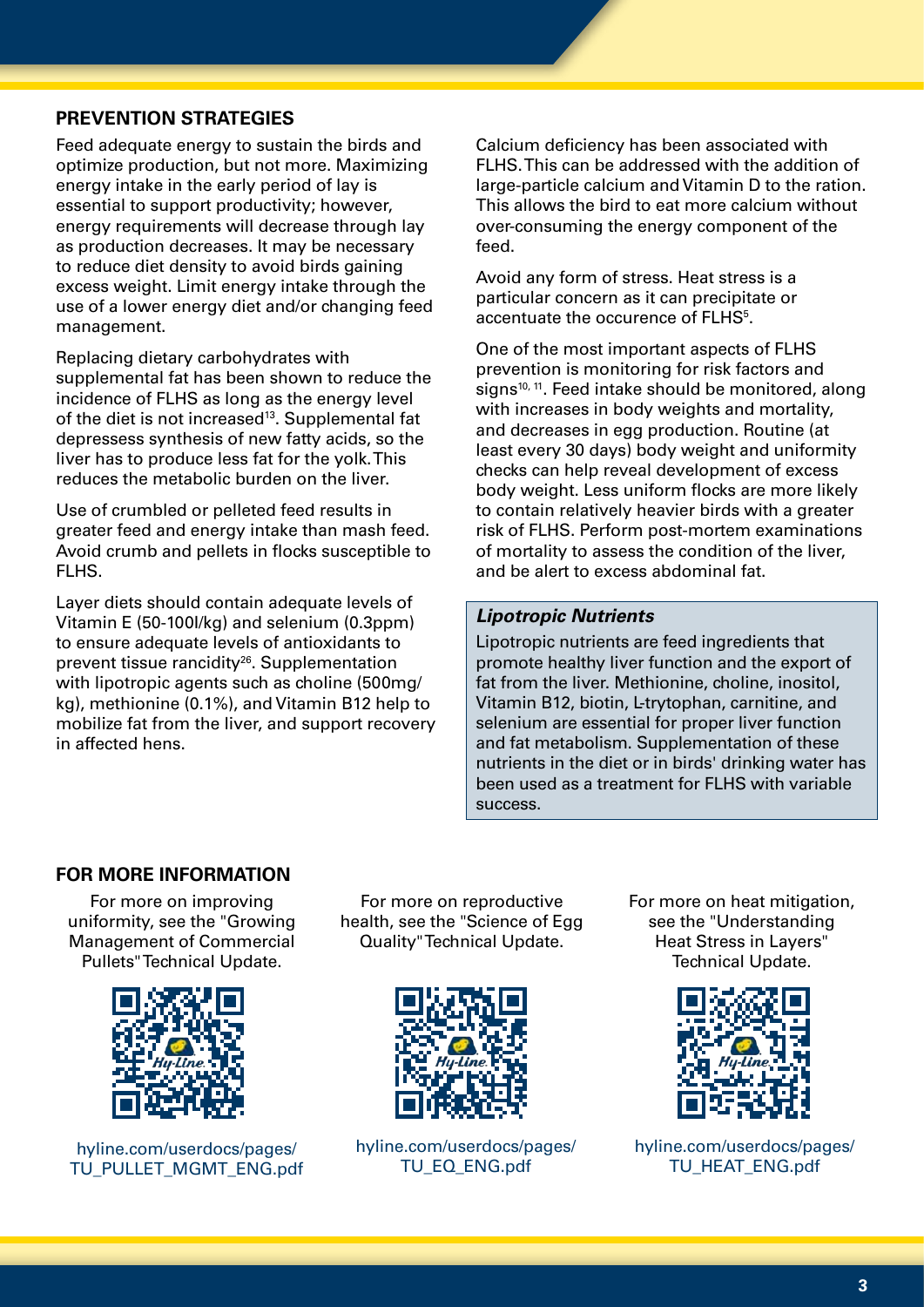## PREVENTION STRATEGIES

Feed adequate energy to sustain the birds and optimize production, but not more. Maximizing energy intake in the early period of lay is essential to support productivity; however, energy requirements will decrease through lay as production decreases. It may be necessary to reduce diet density to avoid birds gaining excess weight. Limit energy intake through the use of a lower energy diet and/or changing feed management.

Replacing dietary carbohydrates with supplemental fat has been shown to reduce the incidence of FLHS as long as the energy level of the diet is not increased[13]. Supplemental fat depressess synthesis of new fatty acids, so the liver has to produce less fat for the yolk. This reduces the metabolic burden on the liver.

Use of crumbled or pelleted feed results in greater feed and energy intake than mash feed. Avoid crumb and pellets in flocks susceptible to FLHS.

Layer diets should contain adequate levels of Vitamin E (50-100I/kg) and selenium (0.3ppm) to ensure adequate levels of antioxidants to prevent tissue rancidity[26]. Supplementation with lipotropic agents such as choline (500mg/kg), methionine (0.1%), and Vitamin B12 help to mobilize fat from the liver, and support recovery in affected hens.

Calcium deficiency has been associated with FLHS. This can be addressed with the addition of large-particle calcium and Vitamin D to the ration. This allows the bird to eat more calcium without over-consuming the energy component of the feed.

Avoid any form of stress. Heat stress is a particular concern as it can precipitate or accentuate the occurence of FLHS[5].

One of the most important aspects of FLHS prevention is monitoring for risk factors and signs[10, 11]. Feed intake should be monitored, along with increases in body weights and mortality, and decreases in egg production. Routine (at least every 30 days) body weight and uniformity checks can help reveal development of excess body weight. Less uniform flocks are more likely to contain relatively heavier birds with a greater risk of FLHS. Perform post-mortem examinations of mortality to assess the condition of the liver, and be alert to excess abdominal fat.

### *Lipotropic Nutrients*

Lipotropic nutrients are feed ingredients that promote healthy liver function and the export of fat from the liver. Methionine, choline, inositol, Vitamin B12, biotin, L-trytophan, carnitine, and selenium are essential for proper liver function and fat metabolism. Supplementation of these nutrients in the diet or in birds' drinking water has been used as a treatment for FLHS with variable success.

## FOR MORE INFORMATION

For more on improving uniformity, see the "Growing Management of Commercial Pullets" Technical Update.

hyline.com/userdocs/pages/TU_PULLET_MGMT_ENG.pdf

For more on reproductive health, see the "Science of Egg Quality" Technical Update.

hyline.com/userdocs/pages/TU_EQ_ENG.pdf

For more on heat mitigation, see the "Understanding Heat Stress in Layers" Technical Update.

hyline.com/userdocs/pages/TU_HEAT_ENG.pdf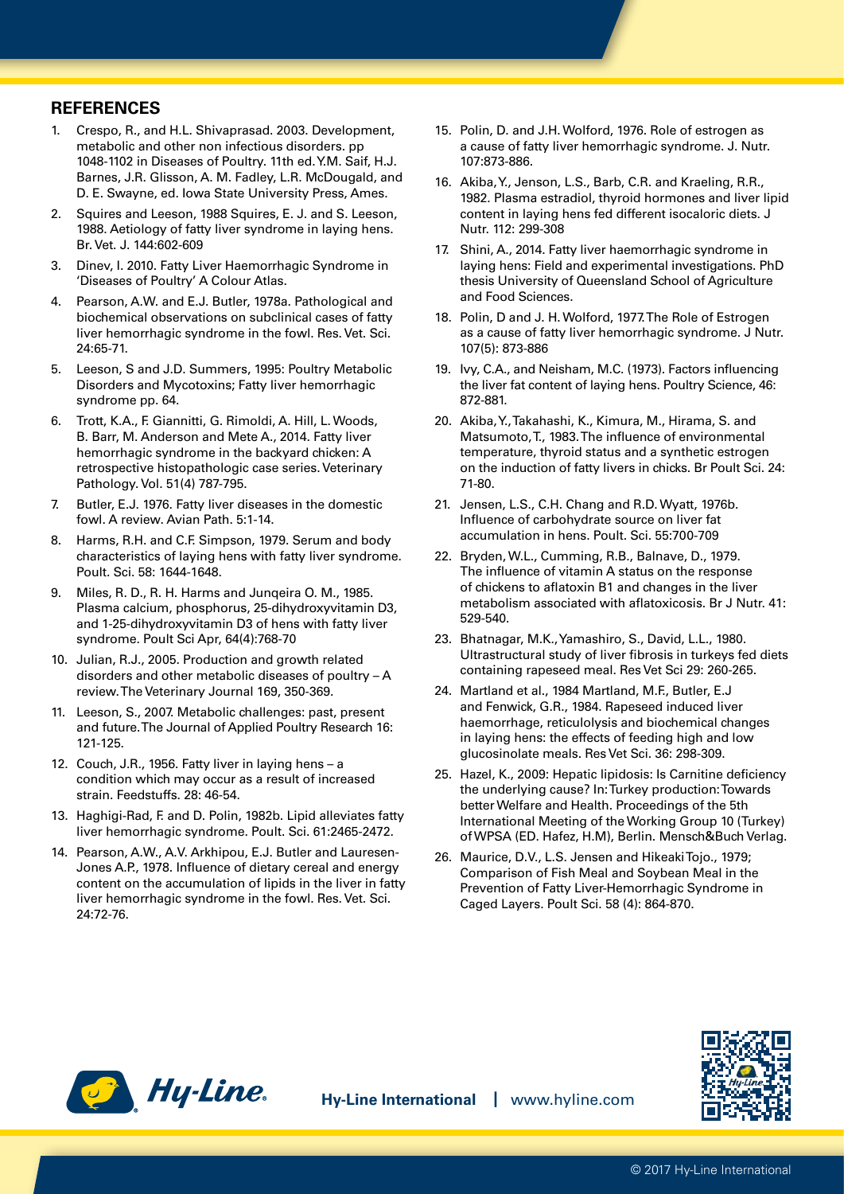## REFERENCES

1. Crespo, R., and H.L. Shivaprasad. 2003. Development, metabolic and other non infectious disorders. pp 1048-1102 in Diseases of Poultry. 11th ed. Y.M. Saif, H.J. Barnes, J.R. Glisson, A. M. Fadley, L.R. McDougald, and D. E. Swayne, ed. Iowa State University Press, Ames.
2. Squires and Leeson, 1988 Squires, E. J. and S. Leeson, 1988. Aetiology of fatty liver syndrome in laying hens. Br. Vet. J. 144:602-609
3. Dinev, I. 2010. Fatty Liver Haemorrhagic Syndrome in 'Diseases of Poultry' A Colour Atlas.
4. Pearson, A.W. and E.J. Butler, 1978a. Pathological and biochemical observations on subclinical cases of fatty liver hemorrhagic syndrome in the fowl. Res. Vet. Sci. 24:65-71.
5. Leeson, S and J.D. Summers, 1995: Poultry Metabolic Disorders and Mycotoxins; Fatty liver hemorrhagic syndrome pp. 64.
6. Trott, K.A., F. Giannitti, G. Rimoldi, A. Hill, L. Woods, B. Barr, M. Anderson and Mete A., 2014. Fatty liver hemorrhagic syndrome in the backyard chicken: A retrospective histopathologic case series. Veterinary Pathology. Vol. 51(4) 787-795.
7. Butler, E.J. 1976. Fatty liver diseases in the domestic fowl. A review. Avian Path. 5:1-14.
8. Harms, R.H. and C.F. Simpson, 1979. Serum and body characteristics of laying hens with fatty liver syndrome. Poult. Sci. 58: 1644-1648.
9. Miles, R. D., R. H. Harms and Junqeira O. M., 1985. Plasma calcium, phosphorus, 25-dihydroxyvitamin D3, and 1-25-dihydroxyvitamin D3 of hens with fatty liver syndrome. Poult Sci Apr, 64(4):768-70
10. Julian, R.J., 2005. Production and growth related disorders and other metabolic diseases of poultry – A review. The Veterinary Journal 169, 350-369.
11. Leeson, S., 2007. Metabolic challenges: past, present and future. The Journal of Applied Poultry Research 16: 121-125.
12. Couch, J.R., 1956. Fatty liver in laying hens – a condition which may occur as a result of increased strain. Feedstuffs. 28: 46-54.
13. Haghigi-Rad, F. and D. Polin, 1982b. Lipid alleviates fatty liver hemorrhagic syndrome. Poult. Sci. 61:2465-2472.
14. Pearson, A.W., A.V. Arkhipou, E.J. Butler and Lauresen-Jones A.P., 1978. Influence of dietary cereal and energy content on the accumulation of lipids in the liver in fatty liver hemorrhagic syndrome in the fowl. Res. Vet. Sci. 24:72-76.
15. Polin, D. and J.H. Wolford, 1976. Role of estrogen as a cause of fatty liver hemorrhagic syndrome. J. Nutr. 107:873-886.
16. Akiba, Y., Jenson, L.S., Barb, C.R. and Kraeling, R.R., 1982. Plasma estradiol, thyroid hormones and liver lipid content in laying hens fed different isocaloric diets. J Nutr. 112: 299-308
17. Shini, A., 2014. Fatty liver haemorrhagic syndrome in laying hens: Field and experimental investigations. PhD thesis University of Queensland School of Agriculture and Food Sciences.
18. Polin, D and J. H. Wolford, 1977. The Role of Estrogen as a cause of fatty liver hemorrhagic syndrome. J Nutr. 107(5): 873-886
19. Ivy, C.A., and Neisham, M.C. (1973). Factors influencing the liver fat content of laying hens. Poultry Science, 46: 872-881.
20. Akiba, Y., Takahashi, K., Kimura, M., Hirama, S. and Matsumoto, T., 1983. The influence of environmental temperature, thyroid status and a synthetic estrogen on the induction of fatty livers in chicks. Br Poult Sci. 24: 71-80.
21. Jensen, L.S., C.H. Chang and R.D. Wyatt, 1976b. Influence of carbohydrate source on liver fat accumulation in hens. Poult. Sci. 55:700-709
22. Bryden, W.L., Cumming, R.B., Balnave, D., 1979. The influence of vitamin A status on the response of chickens to aflatoxin B1 and changes in the liver metabolism associated with aflatoxicosis. Br J Nutr. 41: 529-540.
23. Bhatnagar, M.K., Yamashiro, S., David, L.L., 1980. Ultrastructural study of liver fibrosis in turkeys fed diets containing rapeseed meal. Res Vet Sci 29: 260-265.
24. Martland et al., 1984 Martland, M.F., Butler, E.J and Fenwick, G.R., 1984. Rapeseed induced liver haemorrhage, reticulolysis and biochemical changes in laying hens: the effects of feeding high and low glucosinolate meals. Res Vet Sci. 36: 298-309.
25. Hazel, K., 2009: Hepatic lipidosis: Is Carnitine deficiency the underlying cause? In: Turkey production: Towards better Welfare and Health. Proceedings of the 5th International Meeting of the Working Group 10 (Turkey) of WPSA (ED. Hafez, H.M), Berlin. Mensch&Buch Verlag.
26. Maurice, D.V., L.S. Jensen and Hikeaki Tojo., 1979; Comparison of Fish Meal and Soybean Meal in the Prevention of Fatty Liver-Hemorrhagic Syndrome in Caged Layers. Poult Sci. 58 (4): 864-870.

Hy-Line International | www.hyline.com

© 2017 Hy-Line International